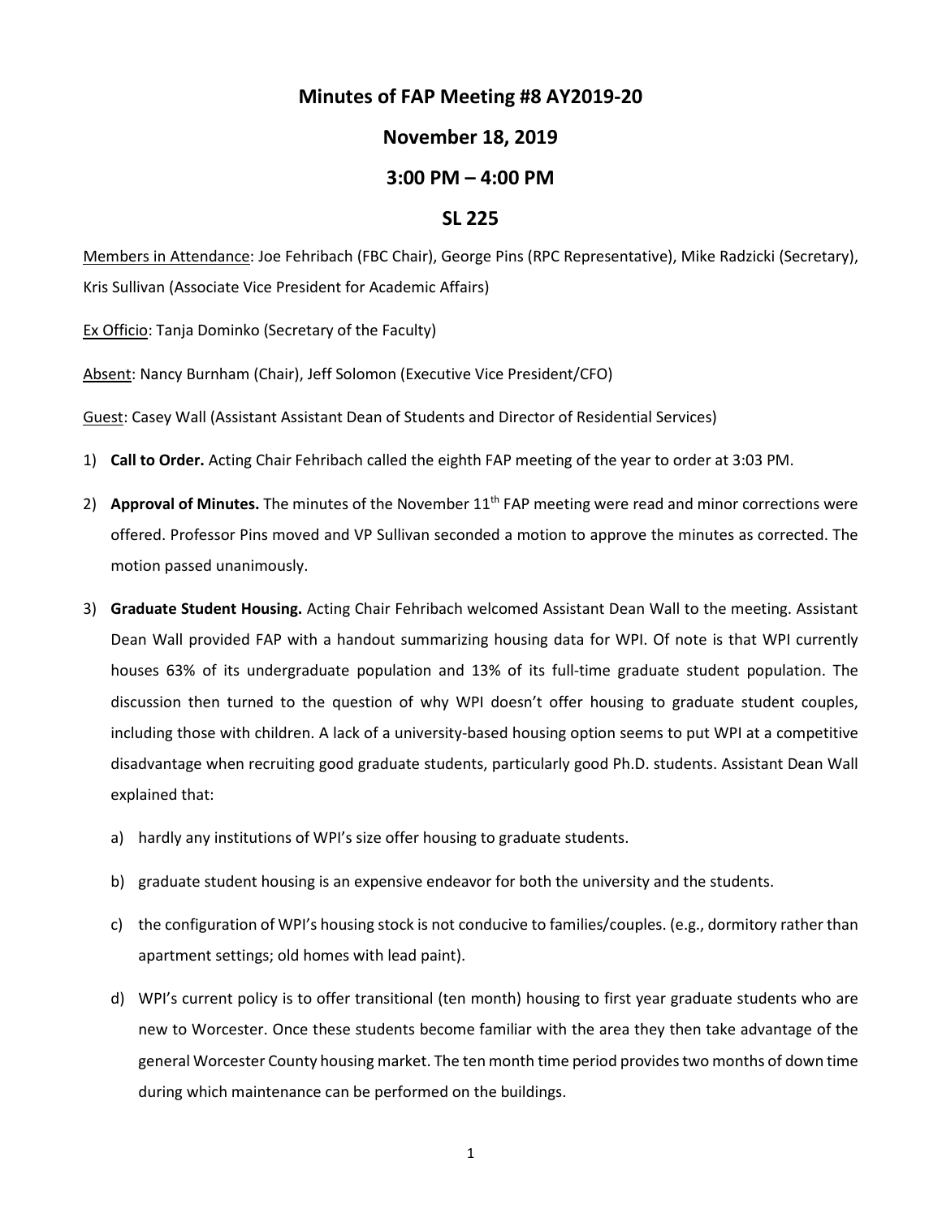# Minutes of FAP Meeting #8 AY2019-20

## November 18, 2019

## 3:00 PM – 4:00 PM

## SL 225

Members in Attendance: Joe Fehribach (FBC Chair), George Pins (RPC Representative), Mike Radzicki (Secretary), Kris Sullivan (Associate Vice President for Academic Affairs)

Ex Officio: Tanja Dominko (Secretary of the Faculty)

Absent: Nancy Burnham (Chair), Jeff Solomon (Executive Vice President/CFO)

Guest: Casey Wall (Assistant Assistant Dean of Students and Director of Residential Services)

1) **Call to Order.** Acting Chair Fehribach called the eighth FAP meeting of the year to order at 3:03 PM.

2) **Approval of Minutes.** The minutes of the November 11th FAP meeting were read and minor corrections were offered. Professor Pins moved and VP Sullivan seconded a motion to approve the minutes as corrected. The motion passed unanimously.

3) **Graduate Student Housing.** Acting Chair Fehribach welcomed Assistant Dean Wall to the meeting. Assistant Dean Wall provided FAP with a handout summarizing housing data for WPI. Of note is that WPI currently houses 63% of its undergraduate population and 13% of its full-time graduate student population. The discussion then turned to the question of why WPI doesn't offer housing to graduate student couples, including those with children. A lack of a university-based housing option seems to put WPI at a competitive disadvantage when recruiting good graduate students, particularly good Ph.D. students. Assistant Dean Wall explained that:

   a) hardly any institutions of WPI's size offer housing to graduate students.

   b) graduate student housing is an expensive endeavor for both the university and the students.

   c) the configuration of WPI's housing stock is not conducive to families/couples. (e.g., dormitory rather than apartment settings; old homes with lead paint).

   d) WPI's current policy is to offer transitional (ten month) housing to first year graduate students who are new to Worcester. Once these students become familiar with the area they then take advantage of the general Worcester County housing market. The ten month time period provides two months of down time during which maintenance can be performed on the buildings.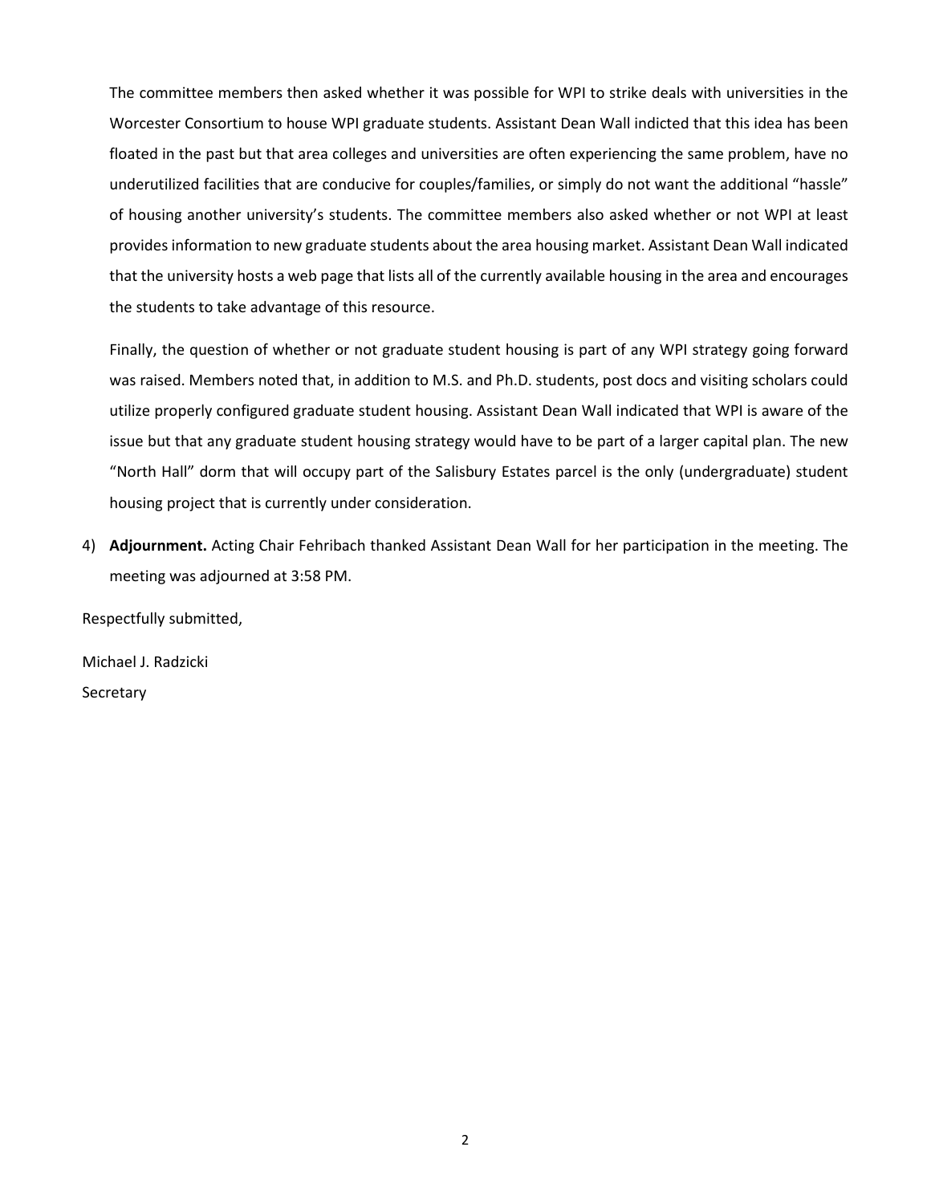The committee members then asked whether it was possible for WPI to strike deals with universities in the Worcester Consortium to house WPI graduate students. Assistant Dean Wall indicted that this idea has been floated in the past but that area colleges and universities are often experiencing the same problem, have no underutilized facilities that are conducive for couples/families, or simply do not want the additional "hassle" of housing another university's students. The committee members also asked whether or not WPI at least provides information to new graduate students about the area housing market. Assistant Dean Wall indicated that the university hosts a web page that lists all of the currently available housing in the area and encourages the students to take advantage of this resource.

Finally, the question of whether or not graduate student housing is part of any WPI strategy going forward was raised. Members noted that, in addition to M.S. and Ph.D. students, post docs and visiting scholars could utilize properly configured graduate student housing. Assistant Dean Wall indicated that WPI is aware of the issue but that any graduate student housing strategy would have to be part of a larger capital plan. The new "North Hall" dorm that will occupy part of the Salisbury Estates parcel is the only (undergraduate) student housing project that is currently under consideration.

4) **Adjournment.** Acting Chair Fehribach thanked Assistant Dean Wall for her participation in the meeting. The meeting was adjourned at 3:58 PM.

Respectfully submitted,

Michael J. Radzicki

Secretary